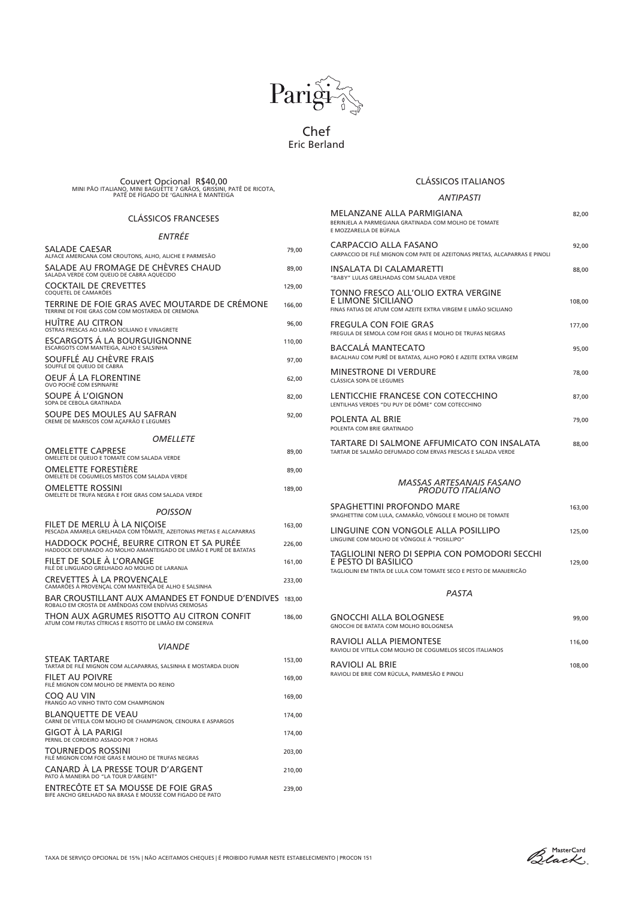# Parigi

## Chef
Eric Berland

Couvert Opcional R$40,00
MINI PÃO ITALIANO, MINI BAGUETTE 7 GRÃOS, GRISSINI, PATÊ DE RICOTA, PATÊ DE FÍGADO DE GALINHA E MANTEIGA

## CLÁSSICOS FRANCESES

### *ENTRÉE*

| | |
|---|---|
| SALADE CAESAR<br>ALFACE AMERICANA COM CROUTONS, ALHO, ALICHE E PARMESÃO | 79,00 |
| SALADE AU FROMAGE DE CHÈVRES CHAUD<br>SALADA VERDE COM QUEIJO DE CABRA AQUECIDO | 89,00 |
| COCKTAIL DE CREVETTES<br>COQUETEL DE CAMARÕES | 129,00 |
| TERRINE DE FOIE GRAS AVEC MOUTARDE DE CRÉMONE<br>TERRINE DE FOIE GRAS COM COM MOSTARDA DE CREMONA | 166,00 |
| HUÎTRE AU CITRON<br>OSTRAS FRESCAS AO LIMÃO SICILIANO E VINAGRETE | 96,00 |
| ESCARGOTS Á LA BOURGUIGNONNE<br>ESCARGOTS COM MANTEIGA, ALHO E SALSINHA | 110,00 |
| SOUFFLÉ AU CHÈVRE FRAIS<br>SOUFFLÊ DE QUEIJO DE CABRA | 97,00 |
| OEUF Á LA FLORENTINE<br>OVO POCHÊ COM ESPINAFRE | 62,00 |
| SOUPE Á L'OIGNON<br>SOPA DE CEBOLA GRATINADA | 82,00 |
| SOUPE DES MOULES AU SAFRAN<br>CREME DE MARISCOS COM AÇAFRÃO E LEGUMES | 92,00 |

### *OMELLETE*

| | |
|---|---|
| OMELETTE CAPRESE<br>OMELETE DE QUEIJO E TOMATE COM SALADA VERDE | 89,00 |
| OMELETTE FORESTIÈRE<br>OMELETE DE COGUMELOS MISTOS COM SALADA VERDE | 89,00 |
| OMELETTE ROSSINI<br>OMELETE DE TRUFA NEGRA E FOIE GRAS COM SALADA VERDE | 189,00 |

### *POISSON*

| | |
|---|---|
| FILET DE MERLU À LA NIÇOISE<br>PESCADA AMARELA GRELHADA COM TOMATE, AZEITONAS PRETAS E ALCAPARRAS | 163,00 |
| HADDOCK POCHÉ, BEURRE CITRON ET SA PURÉE<br>HADDOCK DEFUMADO AO MOLHO AMANTEIGADO DE LIMÃO E PURÊ DE BATATAS | 226,00 |
| FILET DE SOLE À L'ORANGE<br>FILÉ DE LINGUADO GRELHADO AO MOLHO DE LARANJA | 161,00 |
| CREVETTES À LA PROVENÇALE<br>CAMARÕES À PROVENÇAL COM MANTEIGA DE ALHO E SALSINHA | 233,00 |
| BAR CROUSTILLANT AUX AMANDES ET FONDUE D'ENDIVES<br>ROBALO EM CROSTA DE AMÊNDOAS COM ENDÍVIAS CREMOSAS | 183,00 |
| THON AUX AGRUMES RISOTTO AU CITRON CONFIT<br>ATUM COM FRUTAS CÍTRICAS E RISOTTO DE LIMÃO EM CONSERVA | 186,00 |

### *VIANDE*

| | |
|---|---|
| STEAK TARTARE<br>TARTAR DE FILÉ MIGNON COM ALCAPARRAS, SALSINHA E MOSTARDA DIJON | 153,00 |
| FILET AU POIVRE<br>FILÉ MIGNON COM MOLHO DE PIMENTA DO REINO | 169,00 |
| COQ AU VIN<br>FRANGO AO VINHO TINTO COM CHAMPIGNON | 169,00 |
| BLANQUETTE DE VEAU<br>CARNE DE VITELA COM MOLHO DE CHAMPIGNON, CENOURA E ASPARGOS | 174,00 |
| GIGOT À LA PARIGI<br>PERNIL DE CORDEIRO ASSADO POR 7 HORAS | 174,00 |
| TOURNEDOS ROSSINI<br>FILÉ MIGNON COM FOIE GRAS E MOLHO DE TRUFAS NEGRAS | 203,00 |
| CANARD À LA PRESSE TOUR D'ARGENT<br>PATO À MANEIRA DO "LA TOUR D'ARGENT" | 210,00 |
| ENTRECÔTE ET SA MOUSSE DE FOIE GRAS<br>BIFE ANCHO GRELHADO NA BRASA E MOUSSE COM FIGADO DE PATO | 239,00 |

## CLÁSSICOS ITALIANOS

### *ANTIPASTI*

| | |
|---|---|
| MELANZANE ALLA PARMIGIANA<br>BERINJELA A PARMEGIANA GRATINADA COM MOLHO DE TOMATE E MOZZARELLA DE BÚFALA | 82,00 |
| CARPACCIO ALLA FASANO<br>CARPACCIO DE FILÉ MIGNON COM PATE DE AZEITONAS PRETAS, ALCAPARRAS E PINOLI | 92,00 |
| INSALATA DI CALAMARETTI<br>"BABY" LULAS GRELHADAS COM SALADA VERDE | 88,00 |
| TONNO FRESCO ALL'OLIO EXTRA VERGINE E LIMONE SICILIANO<br>FINAS FATIAS DE ATUM COM AZEITE EXTRA VIRGEM E LIMÃO SICILIANO | 108,00 |
| FREGULA CON FOIE GRAS<br>FREGULA DE SEMOLA COM FOIE GRAS E MOLHO DE TRUFAS NEGRAS | 177,00 |
| BACCALÁ MANTECATO<br>BACALHAU COM PURÊ DE BATATAS, ALHO PORÓ E AZEITE EXTRA VIRGEM | 95,00 |
| MINESTRONE DI VERDURE<br>CLÁSSICA SOPA DE LEGUMES | 78,00 |
| LENTICCHIE FRANCESE CON COTECCHINO<br>LENTILHAS VERDES "DU PUY DE DÔME" COM COTECCHINO | 87,00 |
| POLENTA AL BRIE<br>POLENTA COM BRIE GRATINADO | 79,00 |
| TARTARE DI SALMONE AFFUMICATO CON INSALATA<br>TARTAR DE SALMÃO DEFUMADO COM ERVAS FRESCAS E SALADA VERDE | 88,00 |

### *MASSAS ARTESANAIS FASANO PRODUTO ITALIANO*

| | |
|---|---|
| SPAGHETTINI PROFONDO MARE<br>SPAGHETTINI COM LULA, CAMARÃO, VÔNGOLE E MOLHO DE TOMATE | 163,00 |
| LINGUINE CON VONGOLE ALLA POSILLIPO<br>LINGUINE COM MOLHO DE VÔNGOLE À "POSILLIPO" | 125,00 |
| TAGLIOLINI NERO DI SEPPIA CON POMODORI SECCHI E PESTO DI BASILICO<br>TAGLIOLINI EM TINTA DE LULA COM TOMATE SECO E PESTO DE MANJERICÃO | 129,00 |

### *PASTA*

| | |
|---|---|
| GNOCCHI ALLA BOLOGNESE<br>GNOCCHI DE BATATA COM MOLHO BOLOGNESA | 99,00 |
| RAVIOLI ALLA PIEMONTESE<br>RAVIOLI DE VITELA COM MOLHO DE COGUMELOS SECOS ITALIANOS | 116,00 |
| RAVIOLI AL BRIE<br>RAVIOLI DE BRIE COM RÚCULA, PARMESÃO E PINOLI | 108,00 |

TAXA DE SERVIÇO OPCIONAL DE 15% | NÃO ACEITAMOS CHEQUES | É PROIBIDO FUMAR NESTE ESTABELECIMENTO | PROCON 151

MasterCard Black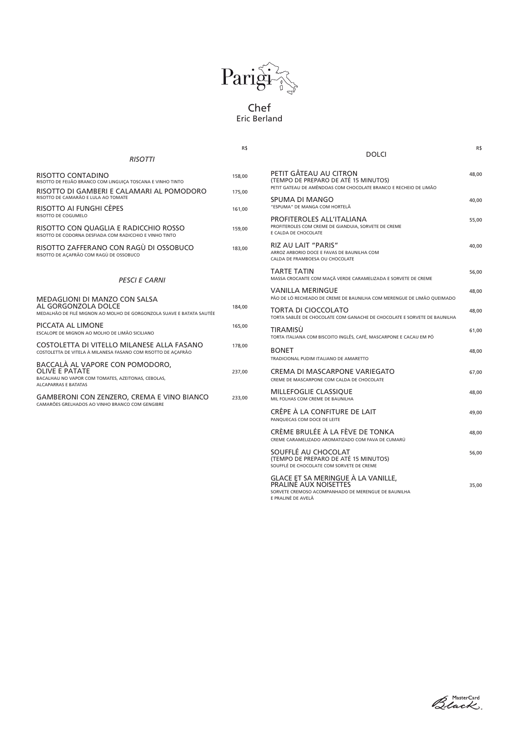# Parigi

## Chef
Eric Berland

R$

### *RISOTTI*

**RISOTTO CONTADINO** — 158,00
RISOTTO DE FEIJÃO BRANCO COM LINGUIÇA TOSCANA E VINHO TINTO

**RISOTTO DI GAMBERI E CALAMARI AL POMODORO** — 175,00
RISOTTO DE CAMARÃO E LULA AO TOMATE

**RISOTTO AI FUNGHI CÈPES** — 161,00
RISOTTO DE COGUMELO

**RISOTTO CON QUAGLIA E RADICCHIO ROSSO** — 159,00
RISOTTO DE CODORNA DESFIADA COM RADICCHIO E VINHO TINTO

**RISOTTO ZAFFERANO CON RAGÙ DI OSSOBUCO** — 183,00
RISOTTO DE AÇAFRÃO COM RAGÙ DE OSSOBUCO

### *PESCI E CARNI*

**MEDAGLIONI DI MANZO CON SALSA AL GORGONZOLA DOLCE** — 184,00
MEDALHÃO DE FILÉ MIGNON AO MOLHO DE GORGONZOLA SUAVE E BATATA SAUTÉE

**PICCATA AL LIMONE** — 165,00
ESCALOPE DE MIGNON AO MOLHO DE LIMÃO SICILIANO

**COSTOLETTA DI VITELLO MILANESE ALLA FASANO** — 178,00
COSTOLETTA DE VITELA À MILANESA FASANO COM RISOTTO DE AÇAFRÃO

**BACCALÀ AL VAPORE CON POMODORO, OLIVE E PATATE** — 237,00
BACALHAU NO VAPOR COM TOMATES, AZEITONAS, CEBOLAS, ALCAPARRAS E BATATAS

**GAMBERONI CON ZENZERO, CREMA E VINO BIANCO** — 233,00
CAMARÕES GRELHADOS AO VINHO BRANCO COM GENGIBRE

R$

### DOLCI

**PETIT GÂTEAU AU CITRON** — 48,00
(TEMPO DE PREPARO DE ATÉ 15 MINUTOS)
PETIT GATEAU DE AMÊNDOAS COM CHOCOLATE BRANCO E RECHEIO DE LIMÃO

**SPUMA DI MANGO** — 40,00
"ESPUMA" DE MANGA COM HORTELÃ

**PROFITEROLES ALL'ITALIANA** — 55,00
PROFITEROLES COM CREME DE GIANDUIA, SORVETE DE CREME E CALDA DE CHOCOLATE

**RIZ AU LAIT "PARIS"** — 40,00
ARROZ ARBORIO DOCE E FAVAS DE BAUNILHA COM CALDA DE FRAMBOESA OU CHOCOLATE

**TARTE TATIN** — 56,00
MASSA CROCANTE COM MAÇÃ VERDE CARAMELIZADA E SORVETE DE CREME

**VANILLA MERINGUE** — 48,00
PÃO DE LÓ RECHEADO DE CREME DE BAUNILHA COM MERENGUE DE LIMÃO QUEIMADO

**TORTA DI CIOCCOLATO** — 48,00
TORTA SABLÉE DE CHOCOLATE COM GANACHE DE CHOCOLATE E SORVETE DE BAUNILHA

**TIRAMISÙ** — 61,00
TORTA ITALIANA COM BISCOITO INGLÊS, CAFÉ, MASCARPONE E CACAU EM PÓ

**BONET** — 48,00
TRADICIONAL PUDIM ITALIANO DE AMARETTO

**CREMA DI MASCARPONE VARIEGATO** — 67,00
CREME DE MASCARPONE COM CALDA DE CHOCOLATE

**MILLEFOGLIE CLASSIQUE** — 48,00
MIL FOLHAS COM CREME DE BAUNILHA

**CRÊPE À LA CONFITURE DE LAIT** — 49,00
PANQUECAS COM DOCE DE LEITE

**CRÈME BRULÉE À LA FÈVE DE TONKA** — 48,00
CREME CARAMELIZADO AROMATIZADO COM FAVA DE CUMARÚ

**SOUFFLÉ AU CHOCOLAT** — 56,00
(TEMPO DE PREPARO DE ATÉ 15 MINUTOS)
SOUFFLÉ DE CHOCOLATE COM SORVETE DE CREME

**GLACE ET SA MERINGUE À LA VANILLE, PRALINÉ AUX NOISETTES** — 35,00
SORVETE CREMOSO ACOMPANHADO DE MERENGUE DE BAUNILHA E PRALINÉ DE AVELÃ

MasterCard Black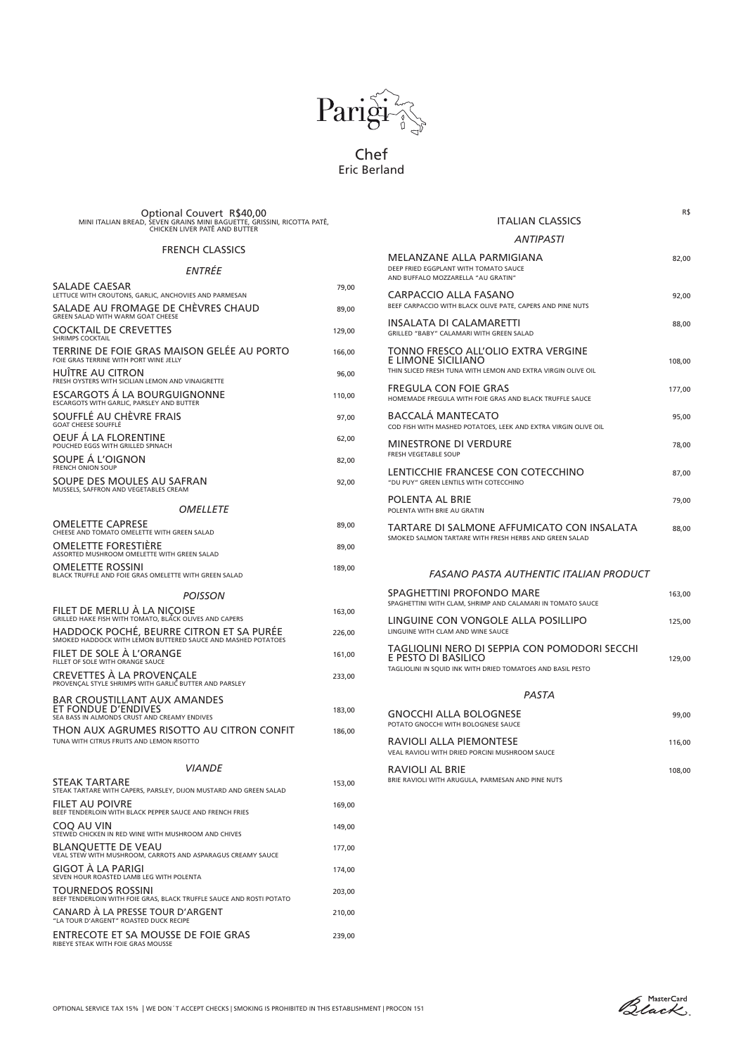# Parigi

## Chef
Eric Berland

Optional Couvert R$40,00
MINI ITALIAN BREAD, SEVEN GRAINS MINI BAGUETTE, GRISSINI, RICOTTA PATÊ, CHICKEN LIVER PATÊ AND BUTTER

## FRENCH CLASSICS

### *ENTRÉE*

| | |
|---|---|
| SALADE CAESAR<br>LETTUCE WITH CROUTONS, GARLIC, ANCHOVIES AND PARMESAN | 79,00 |
| SALADE AU FROMAGE DE CHÈVRES CHAUD<br>GREEN SALAD WITH WARM GOAT CHEESE | 89,00 |
| COCKTAIL DE CREVETTES<br>SHRIMPS COCKTAIL | 129,00 |
| TERRINE DE FOIE GRAS MAISON GELÉE AU PORTO<br>FOIE GRAS TERRINE WITH PORT WINE JELLY | 166,00 |
| HUÎTRE AU CITRON<br>FRESH OYSTERS WITH SICILIAN LEMON AND VINAIGRETTE | 96,00 |
| ESCARGOTS Á LA BOURGUIGNONNE<br>ESCARGOTS WITH GARLIC, PARSLEY AND BUTTER | 110,00 |
| SOUFFLÉ AU CHÈVRE FRAIS<br>GOAT CHEESE SOUFFLÉ | 97,00 |
| OEUF Á LA FLORENTINE<br>POUCHED EGGS WITH GRILLED SPINACH | 62,00 |
| SOUPE Á L'OIGNON<br>FRENCH ONION SOUP | 82,00 |
| SOUPE DES MOULES AU SAFRAN<br>MUSSELS, SAFFRON AND VEGETABLES CREAM | 92,00 |

### *OMELLETE*

| | |
|---|---|
| OMELETTE CAPRESE<br>CHEESE AND TOMATO OMELETTE WITH GREEN SALAD | 89,00 |
| OMELETTE FORESTIÈRE<br>ASSORTED MUSHROOM OMELETTE WITH GREEN SALAD | 89,00 |
| OMELETTE ROSSINI<br>BLACK TRUFFLE AND FOIE GRAS OMELETTE WITH GREEN SALAD | 189,00 |

### *POISSON*

| | |
|---|---|
| FILET DE MERLU À LA NIÇOISE<br>GRILLED HAKE FISH WITH TOMATO, BLACK OLIVES AND CAPERS | 163,00 |
| HADDOCK POCHÉ, BEURRE CITRON ET SA PURÉE<br>SMOKED HADDOCK WITH LEMON BUTTERED SAUCE AND MASHED POTATOES | 226,00 |
| FILET DE SOLE À L'ORANGE<br>FILLET OF SOLE WITH ORANGE SAUCE | 161,00 |
| CREVETTES À LA PROVENÇALE<br>PROVENÇAL STYLE SHRIMPS WITH GARLIC BUTTER AND PARSLEY | 233,00 |
| BAR CROUSTILLANT AUX AMANDES ET FONDUE D'ENDIVES<br>SEA BASS IN ALMONDS CRUST AND CREAMY ENDIVES | 183,00 |
| THON AUX AGRUMES RISOTTO AU CITRON CONFIT<br>TUNA WITH CITRUS FRUITS AND LEMON RISOTTO | 186,00 |

### *VIANDE*

| | |
|---|---|
| STEAK TARTARE<br>STEAK TARTARE WITH CAPERS, PARSLEY, DIJON MUSTARD AND GREEN SALAD | 153,00 |
| FILET AU POIVRE<br>BEEF TENDERLOIN WITH BLACK PEPPER SAUCE AND FRENCH FRIES | 169,00 |
| COQ AU VIN<br>STEWED CHICKEN IN RED WINE WITH MUSHROOM AND CHIVES | 149,00 |
| BLANQUETTE DE VEAU<br>VEAL STEW WITH MUSHROOM, CARROTS AND ASPARAGUS CREAMY SAUCE | 177,00 |
| GIGOT À LA PARIGI<br>SEVEN HOUR ROASTED LAMB LEG WITH POLENTA | 174,00 |
| TOURNEDOS ROSSINI<br>BEEF TENDERLOIN WITH FOIE GRAS, BLACK TRUFFLE SAUCE AND ROSTI POTATO | 203,00 |
| CANARD À LA PRESSE TOUR D'ARGENT<br>"LA TOUR D'ARGENT" ROASTED DUCK RECIPE | 210,00 |
| ENTRECOTE ET SA MOUSSE DE FOIE GRAS<br>RIBEYE STEAK WITH FOIE GRAS MOUSSE | 239,00 |

## ITALIAN CLASSICS

### *ANTIPASTI*

| | R$ |
|---|---|
| MELANZANE ALLA PARMIGIANA<br>DEEP FRIED EGGPLANT WITH TOMATO SAUCE AND BUFFALO MOZZARELLA "AU GRATIN" | 82,00 |
| CARPACCIO ALLA FASANO<br>BEEF CARPACCIO WITH BLACK OLIVE PATE, CAPERS AND PINE NUTS | 92,00 |
| INSALATA DI CALAMARETTI<br>GRILLED "BABY" CALAMARI WITH GREEN SALAD | 88,00 |
| TONNO FRESCO ALL'OLIO EXTRA VERGINE E LIMONE SICILIANO<br>THIN SLICED FRESH TUNA WITH LEMON AND EXTRA VIRGIN OLIVE OIL | 108,00 |
| FREGULA CON FOIE GRAS<br>HOMEMADE FREGULA WITH FOIE GRAS AND BLACK TRUFFLE SAUCE | 177,00 |
| BACCALÁ MANTECATO<br>COD FISH WITH MASHED POTATOES, LEEK AND EXTRA VIRGIN OLIVE OIL | 95,00 |
| MINESTRONE DI VERDURE<br>FRESH VEGETABLE SOUP | 78,00 |
| LENTICCHIE FRANCESE CON COTECCHINO<br>"DU PUY" GREEN LENTILS WITH COTECCHINO | 87,00 |
| POLENTA AL BRIE<br>POLENTA WITH BRIE AU GRATIN | 79,00 |
| TARTARE DI SALMONE AFFUMICATO CON INSALATA<br>SMOKED SALMON TARTARE WITH FRESH HERBS AND GREEN SALAD | 88,00 |

### *FASANO PASTA AUTHENTIC ITALIAN PRODUCT*

| | |
|---|---|
| SPAGHETTINI PROFONDO MARE<br>SPAGHETTINI WITH CLAM, SHRIMP AND CALAMARI IN TOMATO SAUCE | 163,00 |
| LINGUINE CON VONGOLE ALLA POSILLIPO<br>LINGUINE WITH CLAM AND WINE SAUCE | 125,00 |
| TAGLIOLINI NERO DI SEPPIA CON POMODORI SECCHI E PESTO DI BASILICO<br>TAGLIOLINI IN SQUID INK WITH DRIED TOMATOES AND BASIL PESTO | 129,00 |

### *PASTA*

| | |
|---|---|
| GNOCCHI ALLA BOLOGNESE<br>POTATO GNOCCHI WITH BOLOGNESE SAUCE | 99,00 |
| RAVIOLI ALLA PIEMONTESE<br>VEAL RAVIOLI WITH DRIED PORCINI MUSHROOM SAUCE | 116,00 |
| RAVIOLI AL BRIE<br>BRIE RAVIOLI WITH ARUGULA, PARMESAN AND PINE NUTS | 108,00 |

OPTIONAL SERVICE TAX 15% | WE DON´T ACCEPT CHECKS | SMOKING IS PROHIBITED IN THIS ESTABLISHMENT | PROCON 151

MasterCard Black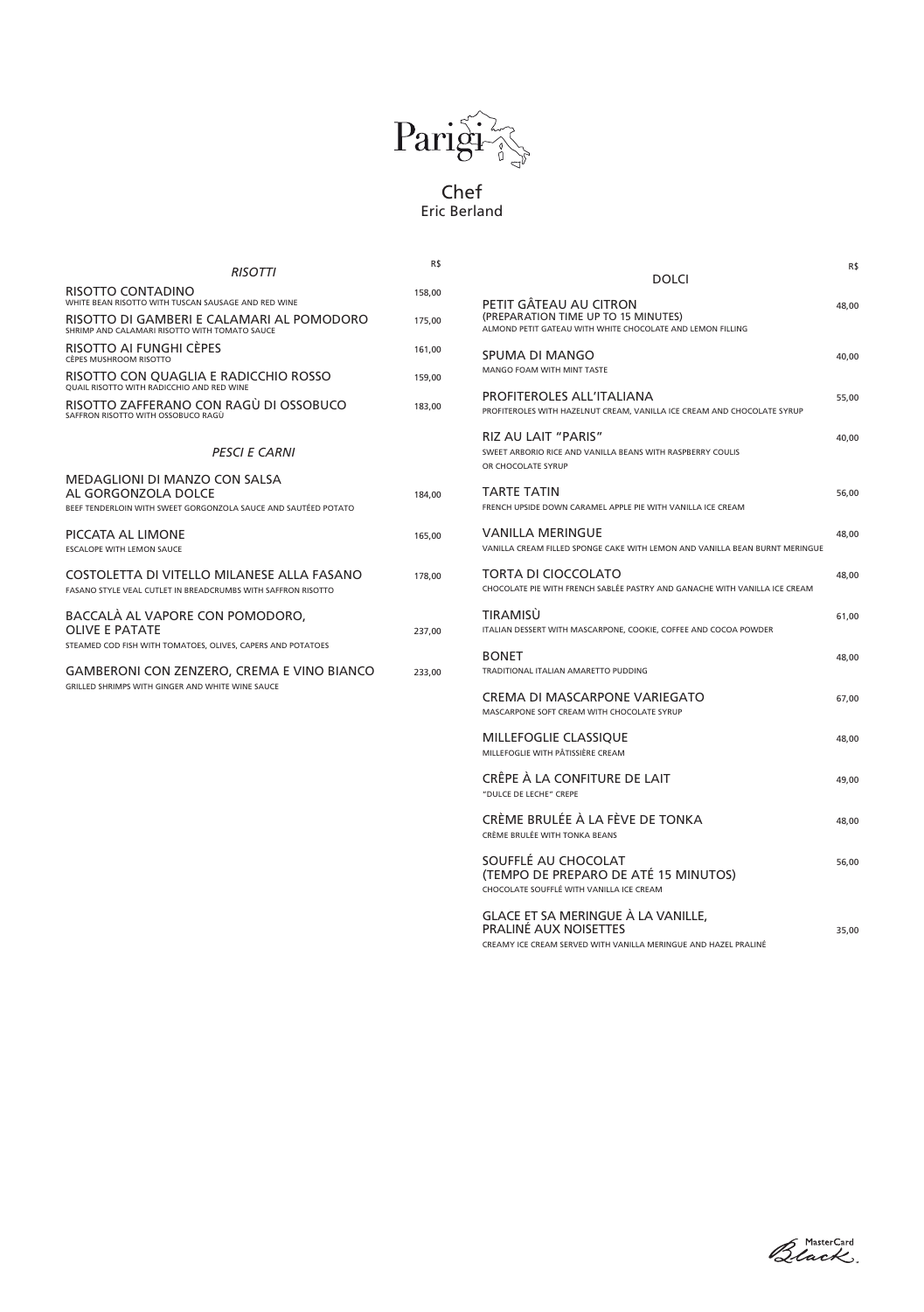# Parigi

## Chef
Eric Berland

## *RISOTTI*

R$

**RISOTTO CONTADINO** — 158,00
WHITE BEAN RISOTTO WITH TUSCAN SAUSAGE AND RED WINE

**RISOTTO DI GAMBERI E CALAMARI AL POMODORO** — 175,00
SHRIMP AND CALAMARI RISOTTO WITH TOMATO SAUCE

**RISOTTO AI FUNGHI CÈPES** — 161,00
CÈPES MUSHROOM RISOTTO

**RISOTTO CON QUAGLIA E RADICCHIO ROSSO** — 159,00
QUAIL RISOTTO WITH RADICCHIO AND RED WINE

**RISOTTO ZAFFERANO CON RAGÙ DI OSSOBUCO** — 183,00
SAFFRON RISOTTO WITH OSSOBUCO RAGÙ

## *PESCI E CARNI*

**MEDAGLIONI DI MANZO CON SALSA AL GORGONZOLA DOLCE** — 184,00
BEEF TENDERLOIN WITH SWEET GORGONZOLA SAUCE AND SAUTÉED POTATO

**PICCATA AL LIMONE** — 165,00
ESCALOPE WITH LEMON SAUCE

**COSTOLETTA DI VITELLO MILANESE ALLA FASANO** — 178,00
FASANO STYLE VEAL CUTLET IN BREADCRUMBS WITH SAFFRON RISOTTO

**BACCALÀ AL VAPORE CON POMODORO, OLIVE E PATATE** — 237,00
STEAMED COD FISH WITH TOMATOES, OLIVES, CAPERS AND POTATOES

**GAMBERONI CON ZENZERO, CREMA E VINO BIANCO** — 233,00
GRILLED SHRIMPS WITH GINGER AND WHITE WINE SAUCE

## DOLCI

R$

**PETIT GÂTEAU AU CITRON (PREPARATION TIME UP TO 15 MINUTES)** — 48,00
ALMOND PETIT GATEAU WITH WHITE CHOCOLATE AND LEMON FILLING

**SPUMA DI MANGO** — 40,00
MANGO FOAM WITH MINT TASTE

**PROFITEROLES ALL'ITALIANA** — 55,00
PROFITEROLES WITH HAZELNUT CREAM, VANILLA ICE CREAM AND CHOCOLATE SYRUP

**RIZ AU LAIT "PARIS"** — 40,00
SWEET ARBORIO RICE AND VANILLA BEANS WITH RASPBERRY COULIS OR CHOCOLATE SYRUP

**TARTE TATIN** — 56,00
FRENCH UPSIDE DOWN CARAMEL APPLE PIE WITH VANILLA ICE CREAM

**VANILLA MERINGUE** — 48,00
VANILLA CREAM FILLED SPONGE CAKE WITH LEMON AND VANILLA BEAN BURNT MERINGUE

**TORTA DI CIOCCOLATO** — 48,00
CHOCOLATE PIE WITH FRENCH SABLÉE PASTRY AND GANACHE WITH VANILLA ICE CREAM

**TIRAMISÙ** — 61,00
ITALIAN DESSERT WITH MASCARPONE, COOKIE, COFFEE AND COCOA POWDER

**BONET** — 48,00
TRADITIONAL ITALIAN AMARETTO PUDDING

**CREMA DI MASCARPONE VARIEGATO** — 67,00
MASCARPONE SOFT CREAM WITH CHOCOLATE SYRUP

**MILLEFOGLIE CLASSIQUE** — 48,00
MILLEFOGLIE WITH PÂTISSIÈRE CREAM

**CRÊPE À LA CONFITURE DE LAIT** — 49,00
"DULCE DE LECHE" CREPE

**CRÈME BRULÉE À LA FÈVE DE TONKA** — 48,00
CRÈME BRULÉE WITH TONKA BEANS

**SOUFFLÉ AU CHOCOLAT (TEMPO DE PREPARO DE ATÉ 15 MINUTOS)** — 56,00
CHOCOLATE SOUFFLÉ WITH VANILLA ICE CREAM

**GLACE ET SA MERINGUE À LA VANILLE, PRALINÉ AUX NOISETTES** — 35,00
CREAMY ICE CREAM SERVED WITH VANILLA MERINGUE AND HAZEL PRALINÉ

MasterCard Black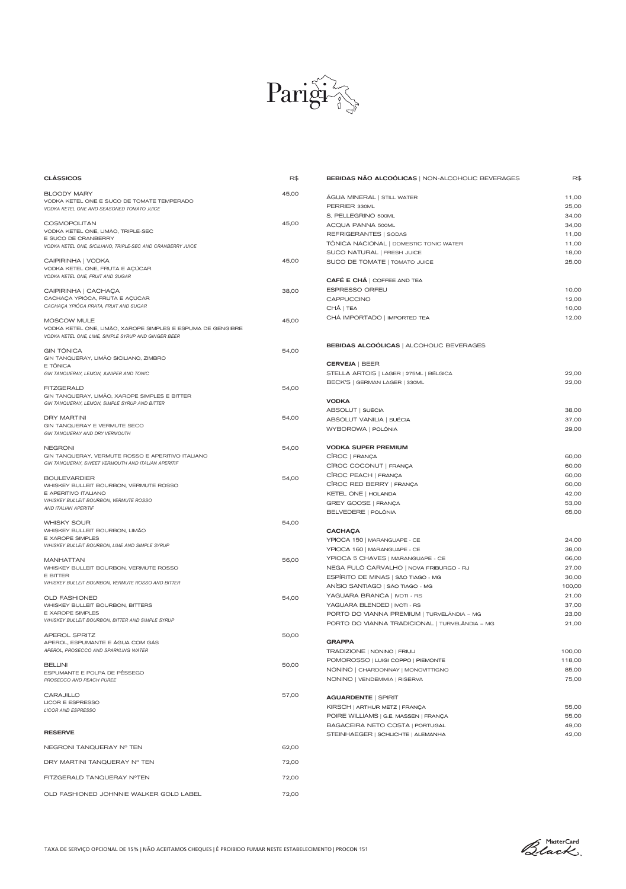# Parigi

## CLÁSSICOS

| CLÁSSICOS | R$ |
|---|---|
| BLOODY MARY<br>VODKA KETEL ONE E SUCO DE TOMATE TEMPERADO<br>*VODKA KETEL ONE AND SEASONED TOMATO JUICE* | 45,00 |
| COSMOPOLITAN<br>VODKA KETEL ONE, LIMÃO, TRIPLE-SEC E SUCO DE CRANBERRY<br>*VODKA KETEL ONE, SICILIANO, TRIPLE-SEC AND CRANBERRY JUICE* | 45,00 |
| CAIPIRINHA \| VODKA<br>VODKA KETEL ONE, FRUTA E AÇÚCAR<br>*VODKA KETEL ONE, FRUIT AND SUGAR* | 45,00 |
| CAIPIRINHA \| CACHAÇA<br>CACHAÇA YPIÓCA, FRUTA E AÇÚCAR<br>*CACHAÇA YPIÓCA PRATA, FRUIT AND SUGAR* | 38,00 |
| MOSCOW MULE<br>VODKA KETEL ONE, LIMÃO, XAROPE SIMPLES E ESPUMA DE GENGIBRE<br>*VODKA KETEL ONE, LIME, SIMPLE SYRUP AND GINGER BEER* | 45,00 |
| GIN TÔNICA<br>GIN TANQUERAY, LIMÃO SICILIANO, ZIMBRO E TÔNICA<br>*GIN TANQUERAY, LEMON, JUNIPER AND TONIC* | 54,00 |
| FITZGERALD<br>GIN TANQUERAY, LIMÃO, XAROPE SIMPLES E BITTER<br>*GIN TANQUERAY, LEMON, SIMPLE SYRUP AND BITTER* | 54,00 |
| DRY MARTINI<br>GIN TANQUERAY E VERMUTE SECO<br>*GIN TANQUERAY AND DRY VERMOUTH* | 54,00 |
| NEGRONI<br>GIN TANQUERAY, VERMUTE ROSSO E APERITIVO ITALIANO<br>*GIN TANQUERAY, SWEET VERMOUTH AND ITALIAN APERITIF* | 54,00 |
| BOULEVARDIER<br>WHISKEY BULLEIT BOURBON, VERMUTE ROSSO E APERITIVO ITALIANO<br>*WHISKEY BULLEIT BOURBON, VERMUTE ROSSO AND ITALIAN APERITIF* | 54,00 |
| WHISKY SOUR<br>WHISKEY BULLEIT BOURBON, LIMÃO E XAROPE SIMPLES<br>*WHISKEY BULLEIT BOURBON, LIME AND SIMPLE SYRUP* | 54,00 |
| MANHATTAN<br>WHISKEY BULLEIT BOURBON, VERMUTE ROSSO E BITTER<br>*WHISKEY BULLEIT BOURBON, VERMUTE ROSSO AND BITTER* | 56,00 |
| OLD FASHIONED<br>WHISKEY BULLEIT BOURBON, BITTERS E XAROPE SIMPLES<br>*WHISKEY BULLEIT BOURBON, BITTER AND SIMPLE SYRUP* | 54,00 |
| APEROL SPRITZ<br>APEROL, ESPUMANTE E ÁGUA COM GÁS<br>*APEROL, PROSECCO AND SPARKLING WATER* | 50,00 |
| BELLINI<br>ESPUMANTE E POLPA DE PÊSSEGO<br>*PROSECCO AND PEACH PUREE* | 50,00 |
| CARAJILLO<br>LICOR E ESPRESSO<br>*LICOR AND ESPRESSO* | 57,00 |

## RESERVE

| RESERVE | R$ |
|---|---|
| NEGRONI TANQUERAY Nº TEN | 62,00 |
| DRY MARTINI TANQUERAY Nº TEN | 72,00 |
| FITZGERALD TANQUERAY NºTEN | 72,00 |
| OLD FASHIONED JOHNNIE WALKER GOLD LABEL | 72,00 |

## BEBIDAS NÃO ALCOÓLICAS | NON-ALCOHOLIC BEVERAGES

| BEBIDAS NÃO ALCOÓLICAS \| NON-ALCOHOLIC BEVERAGES | R$ |
|---|---|
| ÁGUA MINERAL \| STILL WATER | 11,00 |
| PERRIER 330ML | 25,00 |
| S. PELLEGRINO 500ML | 34,00 |
| ACQUA PANNA 500ML | 34,00 |
| REFRIGERANTES \| SODAS | 11,00 |
| TÔNICA NACIONAL \| DOMESTIC TONIC WATER | 11,00 |
| SUCO NATURAL \| FRESH JUICE | 18,00 |
| SUCO DE TOMATE \| TOMATO JUICE | 25,00 |

### CAFÉ E CHÁ | COFFEE AND TEA

| CAFÉ E CHÁ \| COFFEE AND TEA | R$ |
|---|---|
| ESPRESSO ORFEU | 10,00 |
| CAPPUCCINO | 12,00 |
| CHÁ \| TEA | 10,00 |
| CHÁ IMPORTADO \| IMPORTED TEA | 12,00 |

## BEBIDAS ALCOÓLICAS | ALCOHOLIC BEVERAGES

### CERVEJA | BEER

| CERVEJA \| BEER | R$ |
|---|---|
| STELLA ARTOIS \| LAGER \| 275ML \| BÉLGICA | 22,00 |
| BECK'S \| GERMAN LAGER \| 330ML | 22,00 |

### VODKA

| VODKA | R$ |
|---|---|
| ABSOLUT \| SUÉCIA | 38,00 |
| ABSOLUT VANILIA \| SUÉCIA | 37,00 |
| WYBOROWA \| POLÔNIA | 29,00 |

### VODKA SUPER PREMIUM

| VODKA SUPER PREMIUM | R$ |
|---|---|
| CÎROC \| FRANÇA | 60,00 |
| CÎROC COCONUT \| FRANÇA | 60,00 |
| CÎROC PEACH \| FRANÇA | 60,00 |
| CÎROC RED BERRY \| FRANÇA | 60,00 |
| KETEL ONE \| HOLANDA | 42,00 |
| GREY GOOSE \| FRANÇA | 53,00 |
| BELVEDERE \| POLÔNIA | 65,00 |

### CACHAÇA

| CACHAÇA | R$ |
|---|---|
| YPIOCA 150 \| MARANGUAPE - CE | 24,00 |
| YPIOCA 160 \| MARANGUAPE - CE | 38,00 |
| YPIOCA 5 CHAVES \| MARANGUAPE - CE | 66,00 |
| NEGA FULÔ CARVALHO \| NOVA FRIBURGO - RJ | 27,00 |
| ESPÍRITO DE MINAS \| SÃO TIAGO - MG | 30,00 |
| ANÍSIO SANTIAGO \| SÃO TIAGO - MG | 100,00 |
| YAGUARA BRANCA \| IVOTI - RS | 21,00 |
| YAGUARA BLENDED \| IVOTI - RS | 37,00 |
| PORTO DO VIANNA PREMIUM \| TURVELÂNDIA – MG | 23,00 |
| PORTO DO VIANNA TRADICIONAL \| TURVELÂNDIA – MG | 21,00 |

### GRAPPA

| GRAPPA | R$ |
|---|---|
| TRADIZIONE \| NONINO \| FRIULI | 100,00 |
| POMOROSSO \| LUIGI COPPO \| PIEMONTE | 118,00 |
| NONINO \| CHARDONNAY \| MONOVITTIGNO | 85,00 |
| NONINO \| VENDEMMIA \| RISERVA | 75,00 |

### AGUARDENTE | SPIRIT

| AGUARDENTE \| SPIRIT | R$ |
|---|---|
| KIRSCH \| ARTHUR METZ \| FRANÇA | 55,00 |
| POIRE WILLIAMS \| G.E. MASSEN \| FRANÇA | 55,00 |
| BAGACEIRA NETO COSTA \| PORTUGAL | 49,00 |
| STEINHAEGER \| SCHLICHTE \| ALEMANHA | 42,00 |

TAXA DE SERVIÇO OPCIONAL DE 15% | NÃO ACEITAMOS CHEQUES | É PROIBIDO FUMAR NESTE ESTABELECIMENTO | PROCON 151

MasterCard Black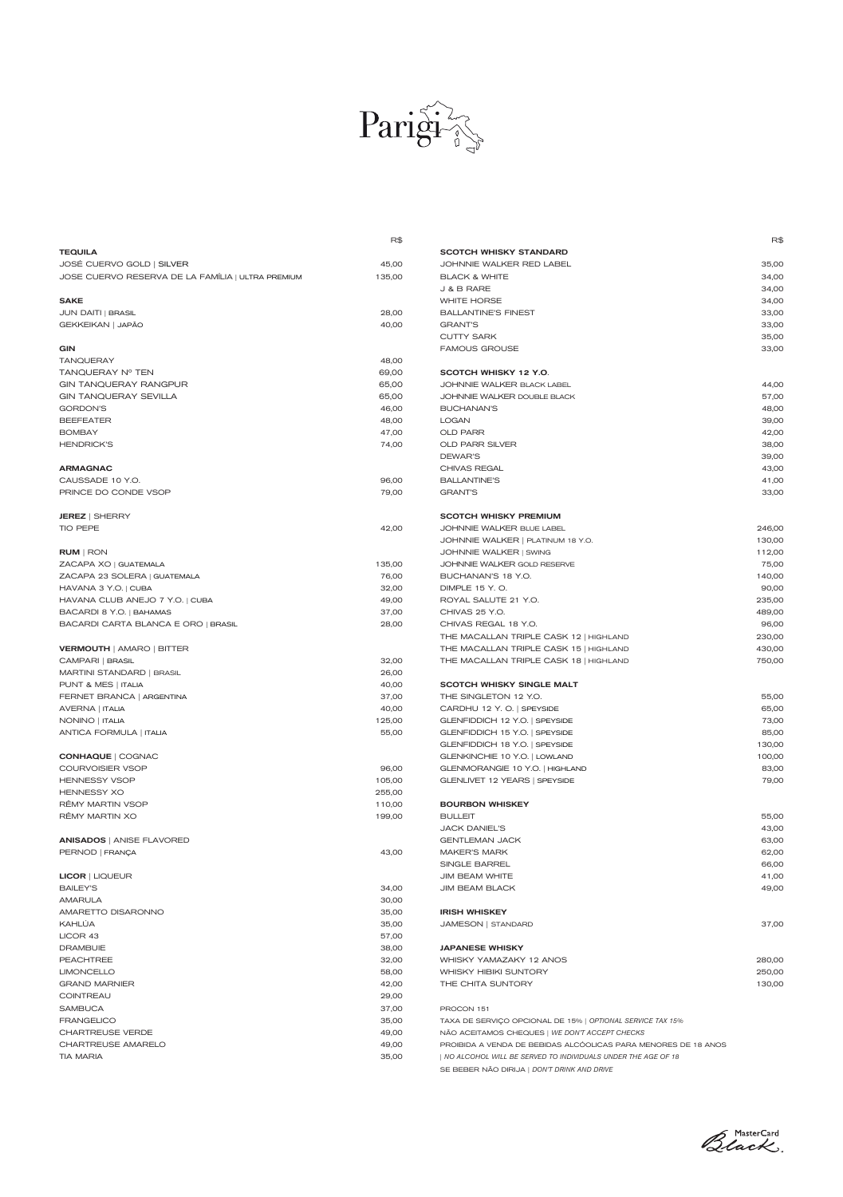# Parigi

## TEQUILA

| | R$ |
|---|---|
| JOSÉ CUERVO GOLD \| SILVER | 45,00 |
| JOSE CUERVO RESERVA DE LA FAMÍLIA \| ULTRA PREMIUM | 135,00 |

## SAKE

| | R$ |
|---|---|
| JUN DAITI \| BRASIL | 28,00 |
| GEKKEIKAN \| JAPÃO | 40,00 |

## GIN

| | R$ |
|---|---|
| TANQUERAY | 48,00 |
| TANQUERAY Nº TEN | 69,00 |
| GIN TANQUERAY RANGPUR | 65,00 |
| GIN TANQUERAY SEVILLA | 65,00 |
| GORDON'S | 46,00 |
| BEEFEATER | 48,00 |
| BOMBAY | 47,00 |
| HENDRICK'S | 74,00 |

## ARMAGNAC

| | R$ |
|---|---|
| CAUSSADE 10 Y.O. | 96,00 |
| PRINCE DO CONDE VSOP | 79,00 |

## JEREZ | SHERRY

| | R$ |
|---|---|
| TIO PEPE | 42,00 |

## RUM | RON

| | R$ |
|---|---|
| ZACAPA XO \| GUATEMALA | 135,00 |
| ZACAPA 23 SOLERA \| GUATEMALA | 76,00 |
| HAVANA 3 Y.O. \| CUBA | 32,00 |
| HAVANA CLUB ANEJO 7 Y.O. \| CUBA | 49,00 |
| BACARDI 8 Y.O. \| BAHAMAS | 37,00 |
| BACARDI CARTA BLANCA E ORO \| BRASIL | 28,00 |

## VERMOUTH | AMARO | BITTER

| | R$ |
|---|---|
| CAMPARI \| BRASIL | 32,00 |
| MARTINI STANDARD \| BRASIL | 26,00 |
| PUNT & MES \| ITALIA | 40,00 |
| FERNET BRANCA \| ARGENTINA | 37,00 |
| AVERNA \| ITALIA | 40,00 |
| NONINO \| ITALIA | 125,00 |
| ANTICA FORMULA \| ITALIA | 55,00 |

## CONHAQUE | COGNAC

| | R$ |
|---|---|
| COURVOISIER VSOP | 96,00 |
| HENNESSY VSOP | 105,00 |
| HENNESSY XO | 255,00 |
| RÊMY MARTIN VSOP | 110,00 |
| RÊMY MARTIN XO | 199,00 |

## ANISADOS | ANISE FLAVORED

| | R$ |
|---|---|
| PERNOD \| FRANÇA | 43,00 |

## LICOR | LIQUEUR

| | R$ |
|---|---|
| BAILEY'S | 34,00 |
| AMARULA | 30,00 |
| AMARETTO DISARONNO | 35,00 |
| KAHLÚA | 35,00 |
| LICOR 43 | 57,00 |
| DRAMBUIE | 38,00 |
| PEACHTREE | 32,00 |
| LIMONCELLO | 58,00 |
| GRAND MARNIER | 42,00 |
| COINTREAU | 29,00 |
| SAMBUCA | 37,00 |
| FRANGELICO | 35,00 |
| CHARTREUSE VERDE | 49,00 |
| CHARTREUSE AMARELO | 49,00 |
| TIA MARIA | 35,00 |

## SCOTCH WHISKY STANDARD

| | R$ |
|---|---|
| JOHNNIE WALKER RED LABEL | 35,00 |
| BLACK & WHITE | 34,00 |
| J & B RARE | 34,00 |
| WHITE HORSE | 34,00 |
| BALLANTINE'S FINEST | 33,00 |
| GRANT'S | 33,00 |
| CUTTY SARK | 35,00 |
| FAMOUS GROUSE | 33,00 |

## SCOTCH WHISKY 12 Y.O.

| | R$ |
|---|---|
| JOHNNIE WALKER BLACK LABEL | 44,00 |
| JOHNNIE WALKER DOUBLE BLACK | 57,00 |
| BUCHANAN'S | 48,00 |
| LOGAN | 39,00 |
| OLD PARR | 42,00 |
| OLD PARR SILVER | 38,00 |
| DEWAR'S | 39,00 |
| CHIVAS REGAL | 43,00 |
| BALLANTINE'S | 41,00 |
| GRANT'S | 33,00 |

## SCOTCH WHISKY PREMIUM

| | R$ |
|---|---|
| JOHNNIE WALKER BLUE LABEL | 246,00 |
| JOHNNIE WALKER \| PLATINUM 18 Y.O. | 130,00 |
| JOHNNIE WALKER \| SWING | 112,00 |
| JOHNNIE WALKER GOLD RESERVE | 75,00 |
| BUCHANAN'S 18 Y.O. | 140,00 |
| DIMPLE 15 Y. O. | 90,00 |
| ROYAL SALUTE 21 Y.O. | 235,00 |
| CHIVAS 25 Y.O. | 489,00 |
| CHIVAS REGAL 18 Y.O. | 96,00 |
| THE MACALLAN TRIPLE CASK 12 \| HIGHLAND | 230,00 |
| THE MACALLAN TRIPLE CASK 15 \| HIGHLAND | 430,00 |
| THE MACALLAN TRIPLE CASK 18 \| HIGHLAND | 750,00 |

## SCOTCH WHISKY SINGLE MALT

| | R$ |
|---|---|
| THE SINGLETON 12 Y.O. | 55,00 |
| CARDHU 12 Y. O. \| SPEYSIDE | 65,00 |
| GLENFIDDICH 12 Y.O. \| SPEYSIDE | 73,00 |
| GLENFIDDICH 15 Y.O. \| SPEYSIDE | 85,00 |
| GLENFIDDICH 18 Y.O. \| SPEYSIDE | 130,00 |
| GLENKINCHIE 10 Y.O. \| LOWLAND | 100,00 |
| GLENMORANGIE 10 Y.O. \| HIGHLAND | 83,00 |
| GLENLIVET 12 YEARS \| SPEYSIDE | 79,00 |

## BOURBON WHISKEY

| | R$ |
|---|---|
| BULLEIT | 55,00 |
| JACK DANIEL'S | 43,00 |
| GENTLEMAN JACK | 63,00 |
| MAKER'S MARK | 62,00 |
| SINGLE BARREL | 66,00 |
| JIM BEAM WHITE | 41,00 |
| JIM BEAM BLACK | 49,00 |

## IRISH WHISKEY

| | R$ |
|---|---|
| JAMESON \| STANDARD | 37,00 |

## JAPANESE WHISKY

| | R$ |
|---|---|
| WHISKY YAMAZAKY 12 ANOS | 280,00 |
| WHISKY HIBIKI SUNTORY | 250,00 |
| THE CHITA SUNTORY | 130,00 |

PROCON 151

TAXA DE SERVIÇO OPCIONAL DE 15% | *OPTIONAL SERVICE TAX 15%*

NÃO ACEITAMOS CHEQUES | *WE DON'T ACCEPT CHECKS*

PROIBIDA A VENDA DE BEBIDAS ALCÓOLICAS PARA MENORES DE 18 ANOS | *NO ALCOHOL WILL BE SERVED TO INDIVIDUALS UNDER THE AGE OF 18*

SE BEBER NÃO DIRIJA | *DON'T DRINK AND DRIVE*

MasterCard Black.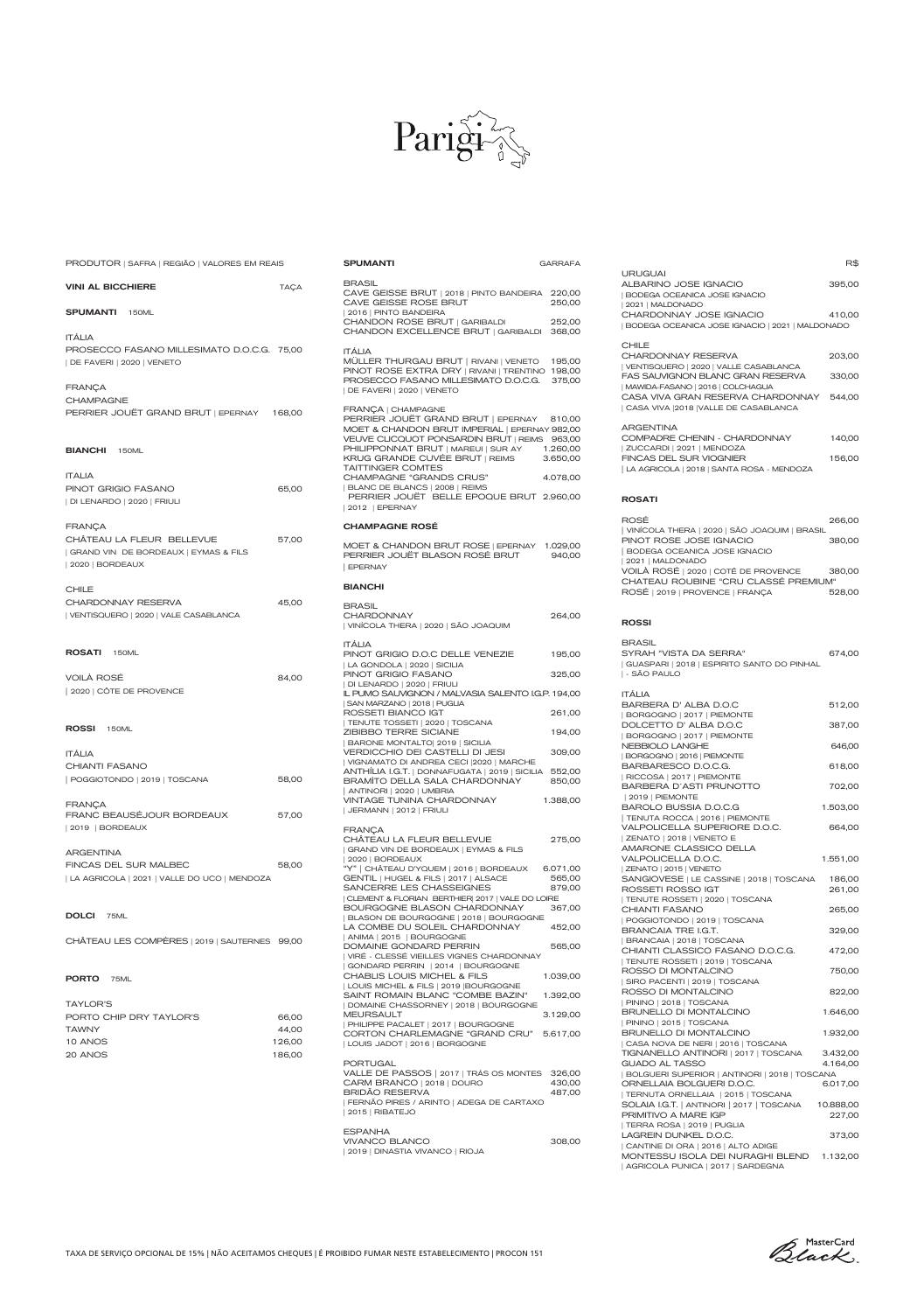# Parigi

PRODUTOR | SAFRA | REGIÃO | VALORES EM REAIS

## VINI AL BICCHIERE — TAÇA

### SPUMANTI 150ML

ITÁLIA

PROSECCO FASANO MILLESIMATO D.O.C.G. 75,00
| DE FAVERI | 2020 | VENETO

FRANÇA
CHAMPAGNE

PERRIER JOUËT GRAND BRUT | EPERNAY 168,00

### BIANCHI 150ML

ITALIA

PINOT GRIGIO FASANO 65,00
| DI LENARDO | 2020 | FRIULI

FRANÇA

CHÂTEAU LA FLEUR BELLEVUE 57,00
| GRAND VIN DE BORDEAUX | EYMAS & FILS
| 2020 | BORDEAUX

CHILE

CHARDONNAY RESERVA 45,00
| VENTISQUERO | 2020 | VALE CASABLANCA

### ROSATI 150ML

VOILÀ ROSÉ 84,00
| 2020 | CÔTE DE PROVENCE

### ROSSI 150ML

ITÁLIA

CHIANTI FASANO 58,00
| POGGIOTONDO | 2019 | TOSCANA

FRANÇA

FRANC BEAUSÉJOUR BORDEAUX 57,00
| 2019 | BORDEAUX

ARGENTINA

FINCAS DEL SUR MALBEC 58,00
| LA AGRICOLA | 2021 | VALLE DO UCO | MENDOZA

### DOLCI 75ML

CHÂTEAU LES COMPÈRES | 2019 | SAUTERNES 99,00

### PORTO 75ML

TAYLOR'S

| | |
|---|---|
| PORTO CHIP DRY TAYLOR'S | 66,00 |
| TAWNY | 44,00 |
| 10 ANOS | 126,00 |
| 20 ANOS | 186,00 |

## SPUMANTI — GARRAFA

BRASIL

CAVE GEISSE BRUT | 2018 | PINTO BANDEIRA 220,00
CAVE GEISSE ROSE BRUT 250,00
| 2016 | PINTO BANDEIRA
CHANDON ROSE BRUT | GARIBALDI 252,00
CHANDON EXCELLENCE BRUT | GARIBALDI 368,00

ITÁLIA

MÜLLER THURGAU BRUT | RIVANI | VENETO 195,00
PINOT ROSE EXTRA DRY | RIVANI | TRENTINO 198,00
PROSECCO FASANO MILLESIMATO D.O.C.G. 375,00
| DE FAVERI | 2020 | VENETO

FRANÇA | CHAMPAGNE

PERRIER JOUËT GRAND BRUT | EPERNAY 810,00
MOET & CHANDON BRUT IMPERIAL | EPERNAY 982,00
VEUVE CLICQUOT PONSARDIN BRUT | REIMS 963,00
PHILIPPONNAT BRUT | MAREUI | SUR AY 1.260,00
KRUG GRANDE CUVÉE BRUT | REIMS 3.650,00
TAITTINGER COMTES
CHAMPAGNE "GRANDS CRUS" 4.078,00
| BLANC DE BLANCS | 2008 | REIMS
PERRIER JOUËT BELLE EPOQUE BRUT 2.960,00
| 2012 | EPERNAY

### CHAMPAGNE ROSÉ

MOET & CHANDON BRUT ROSE | EPERNAY 1.029,00
PERRIER JOUËT BLASON ROSÉ BRUT 940,00
| EPERNAY

### BIANCHI

BRASIL

CHARDONNAY 264,00
| VINÍCOLA THERA | 2020 | SÃO JOAQUIM

ITÁLIA

PINOT GRIGIO D.O.C DELLE VENEZIE 195,00
| LA GONDOLA | 2020 | SICILIA
PINOT GRIGIO FASANO 325,00
| DI LENARDO | 2020 | FRIULI
IL PUMO SAUVIGNON / MALVASIA SALENTO I.G.P. 194,00
| SAN MARZANO | 2018 | PUGLIA
ROSSETI BIANCO IGT 261,00
| TENUTE TOSSETI | 2020 | TOSCANA
ZIBIBBO TERRE SICIANE 194,00
| BARONE MONTALTO| 2019 | SICILIA
VERDICCHIO DEI CASTELLI DI JESI 309,00
| VIGNAMATO DI ANDREA CECI |2020 | MARCHE
ANTHÌLIA I.G.T. | DONNAFUGATA | 2019 | SICILIA 552,00
BRAMÌTO DELLA SALA CHARDONNAY 850,00
| ANTINORI | 2020 | UMBRIA
VINTAGE TUNINA CHARDONNAY 1.388,00
| JERMANN | 2012 | FRIULI

FRANÇA

CHÂTEAU LA FLEUR BELLEVUE 275,00
| GRAND VIN DE BORDEAUX | EYMAS & FILS
| 2020 | BORDEAUX
"Y" | CHÂTEAU D'YQUEM | 2016 | BORDEAUX 6.071,00
GENTIL | HUGEL & FILS | 2017 | ALSACE 565,00
SANCERRE LES CHASSEIGNES 879,00
| CLEMENT & FLORIAN BERTHIER| 2017 | VALE DO LOIRE
BOURGOGNE BLASON CHARDONNAY 367,00
| BLASON DE BOURGOGNE | 2018 | BOURGOGNE
LA COMBE DU SOLEIL CHARDONNAY 452,00
| ANIMA | 2015 | BOURGOGNE
DOMAINE GONDARD PERRIN 565,00
| VIRÉ - CLESSÉ VIEILLES VIGNES CHARDONNAY
| GONDARD PERRIN | 2014 | BOURGOGNE
CHABLIS LOUIS MICHEL & FILS 1.039,00
| LOUIS MICHEL & FILS | 2019 |BOURGOGNE
SAINT ROMAIN BLANC "COMBE BAZIN" 1.392,00
| DOMAINE CHASSORNEY | 2018 | BOURGOGNE
MEURSAULT 3.129,00
| PHILIPPE PACALET | 2017 | BOURGOGNE
CORTON CHARLEMAGNE "GRAND CRU" 5.617,00
| LOUIS JADOT | 2016 | BORGOGNE

PORTUGAL

VALLE DE PASSOS | 2017 | TRÁS OS MONTES 326,00
CARM BRANCO | 2018 | DOURO 430,00
BRIDÃO RESERVA 487,00
| FERNÃO PIRES / ARINTO | ADEGA DE CARTAXO
| 2015 | RIBATEJO

ESPANHA

VIVANCO BLANCO 308,00
| 2019 | DINASTIA VIVANCO | RIOJA

R$

URUGUAI

ALBARINO JOSE IGNACIO 395,00
| BODEGA OCEANICA JOSE IGNACIO
| 2021 | MALDONADO
CHARDONNAY JOSE IGNACIO 410,00
| BODEGA OCEANICA JOSE IGNACIO | 2021 | MALDONADO

CHILE

CHARDONNAY RESERVA 203,00
| VENTISQUERO | 2020 | VALLE CASABLANCA
FAS SAUVIGNON BLANC GRAN RESERVA 330,00
| MAWIDA-FASANO | 2016 | COLCHAGUA
CASA VIVA GRAN RESERVA CHARDONNAY 544,00
| CASA VIVA |2018 |VALLE DE CASABLANCA

ARGENTINA

COMPADRE CHENIN - CHARDONNAY 140,00
| ZUCCARDI | 2021 | MENDOZA
FINCAS DEL SUR VIOGNIER 156,00
| LA AGRICOLA | 2018 | SANTA ROSA - MENDOZA

### ROSATI

ROSÉ 266,00
| VINÍCOLA THERA | 2020 | SÃO JOAQUIM | BRASIL
PINOT ROSE JOSE IGNACIO 380,00
| BODEGA OCEANICA JOSE IGNACIO
| 2021 | MALDONADO
VOILÀ ROSÉ | 2020 | COTÊ DE PROVENCE 380,00
CHATEAU ROUBINE "CRU CLASSÉ PREMIUM"
ROSÉ | 2019 | PROVENCE | FRANÇA 528,00

### ROSSI

BRASIL

SYRAH "VISTA DA SERRA" 674,00
| GUASPARI | 2018 | ESPIRITO SANTO DO PINHAL
| - SÃO PAULO

ITÁLIA

BARBERA D' ALBA D.O.C 512,00
| BORGOGNO | 2017 | PIEMONTE
DOLCETTO D' ALBA D.O.C 387,00
| BORGOGNO | 2017 | PIEMONTE
NEBBIOLO LANGHE 646,00
| BORGOGNO | 2016 | PIEMONTE
BARBARESCO D.O.C.G. 618,00
| RICCOSA | 2017 | PIEMONTE
BARBERA D'ASTI PRUNOTTO 702,00
| 2019 | PIEMONTE
BAROLO BUSSIA D.O.C.G 1.503,00
| TENUTA ROCCA | 2016 | PIEMONTE
VALPOLICELLA SUPERIORE D.O.C. 664,00
| ZENATO | 2018 | VENETO E
AMARONE CLASSICO DELLA
VALPOLICELLA D.O.C. 1.551,00
| ZENATO | 2015 | VENETO
SANGIOVESE | LE CASSINE | 2018 | TOSCANA 186,00
ROSSETI ROSSO IGT 261,00
| TENUTE ROSSETI | 2020 | TOSCANA
CHIANTI FASANO 265,00
| POGGIOTONDO | 2019 | TOSCANA
BRANCAIA TRE I.G.T. 329,00
| BRANCAIA | 2018 | TOSCANA
CHIANTI CLASSICO FASANO D.O.C.G. 472,00
| TENUTE ROSSETI | 2019 | TOSCANA
ROSSO DI MONTALCINO 750,00
| SIRO PACENTI | 2019 | TOSCANA
ROSSO DI MONTALCINO 822,00
| PININO | 2018 | TOSCANA
BRUNELLO DI MONTALCINO 1.646,00
| PININO | 2015 | TOSCANA
BRUNELLO DI MONTALCINO 1.932,00
| CASA NOVA DE NERI | 2016 | TOSCANA
TIGNANELLO ANTINORI | 2017 | TOSCANA 3.432,00
GUADO AL TASSO 4.164,00
| BOLGUERI SUPERIOR | ANTINORI | 2018 | TOSCANA
ORNELLAIA BOLGUERI D.O.C. 6.017,00
| TERNUTA ORNELLAIA | 2015 | TOSCANA
SOLAIA I.G.T. | ANTINORI | 2017 | TOSCANA 10.888,00
PRIMITIVO A MARE IGP 227,00
| TERRA ROSA | 2019 | PUGLIA
LAGREIN DUNKEL D.O.C. 373,00
| CANTINE DI ORA | 2016 | ALTO ADIGE
MONTESSU ISOLA DEI NURAGHI BLEND 1.132,00
| AGRICOLA PUNICA | 2017 | SARDEGNA

TAXA DE SERVIÇO OPCIONAL DE 15% | NÃO ACEITAMOS CHEQUES | É PROIBIDO FUMAR NESTE ESTABELECIMENTO | PROCON 151

MasterCard Black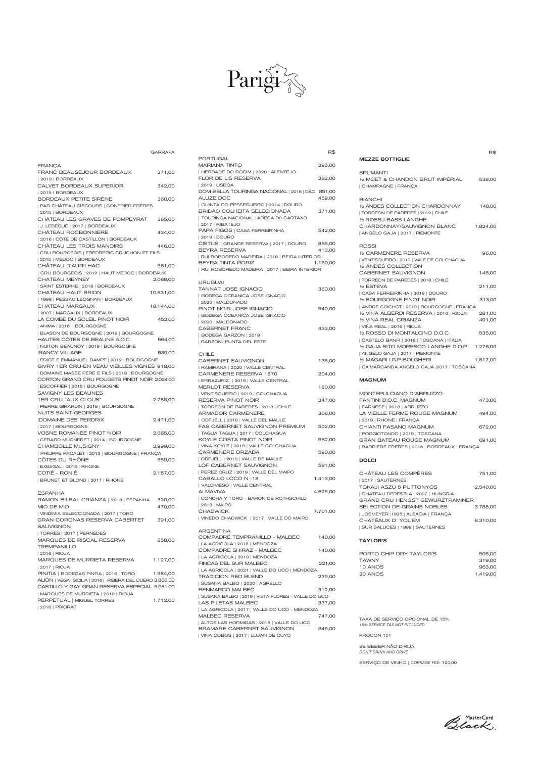# Parigi

GARRAFA

## FRANÇA

FRANC BEAUSÉJOUR BORDEAUX 271,00
| 2019 | BORDEAUX

CALVET BORDEAUX SUPERIOR 342,00
I 2019 I BORDEAUX

BORDEAUX PETITE SIRÈNE 360,00
| PAR CHÂTEAU GISCOURS | GONFRIER FRÈRES
| 2015 | BORDEAUX

CHÂTEAU LES GRAVES DE POMPEYRAT 365,00
| J. LEBEGUE | 2017 | BORDEAUX

CHÂTEAU ROCBONNIERE 434,00
| 2016 | CÔTE DE CASTILLON | BORDEAUX

CHÂTEAU LES TROIS MANOIRS 446,00
| CRU BOURGEOIS | FRÉDRÉRIC CRUCHON ET FILS
| 2015 | MEDOC | BORDEAUX

CHÂTEAU D'AURILHAC 561,00
| CRU BOURGEOIS | 2012 | HAUT MÈDOC | BORDEAUX

CHATEAU MEYNEY 2.068,00
| SAINT ESTEPHE | 2016 | BORDEAUX

CHATEAU HAUT-BRION 10.631,00
| 1998 | PESSAC LEOGNAN | BORDEAUX

CHATEAU MARGAUX 18.144,00
| 2007 | MARGAUX | BORDEAUX

LA COMBE DU SOLEIL PINOT NOIR 452,00
| ANIMA | 2016 | BOURGOGNE
| BLASON DE BOURGOGNE | 2019 | BOURGOGNE

HAUTES CÔTES DE BEAUNE A.O.C 564,00
| NUITON BEAUNOY | 2019 | BOURGOGNE

IRANCY VILLAGE 539,00
| ERICE E EMMANUEL DAMPT | 2012 | BOURGOGNE

GIVRY 1ER CRU-EN VEAU VIEILLES VIGNES 918,00
| DOMAINE MASSE PÈRE E FILS | 2018 | BOURGOGNE

CORTON GRAND CRU POUGETS PINOT NOIR 2.024,00
| ESCOFFIER | 2015 | BOURGOGNE

SAVIGNY LES BEAUNES 1ER CRU "AUX CLOUS" 2.288,00
| PIERRE GIRARDIN | 2018 | BOURGOGNE

NUITS SAINT-GEORGES IDOMAINE DES PERDRIX 2.471,00
| 2017 | BOURGOGNE

VOSNE ROMANÉE PINOT NOIR 2.665,00
| GÉRARD MUGNERET | 2014 | BOURGOGNE

CHAMBOLLE MUSIGNY 2.999,00
| PHILIPPE PACALET | 2013 | BOURGOGNE | FRANÇA

CÔTES DU RHÔNE 559,00
| E.GUIGAL | 2016 | RHONE

COTIÊ - RONIÊ 2.187,00
| BRUNET ET BLOND | 2017 | RHONE

## ESPANHA

RAMON BILBAL CRIANZA | 2018 | ESPANHA 320,00

MIO DE M.O 470,00
| VINDIMIA SELECCIONADA | 2017 | TORO

GRAN CORONAS RESERVA CABERTET SAUVIGNON 391,00
| TORRES | 2017 | PERNEDES

MARQUÊS DE RISCAL RESERVA TREMPANILLO 858,00
| 2016 | RIOJA

MARQUES DE MURRIETA RESERVA 1.127,00
| 2017 | RIOJA

PINITIA | BODEGAS PINTIA | 2016 | TORO 1.984,00

ALIÓN | VEGA SICILIA | 2016 | RIBERA DEL DUERO 2.868,00

CASTILLO Y GAY GRAN RESERVA ESPECIAL 5.981,00
| MARQUES DE MURRIETA | 2010 | RIOJA

PERPETUAL | MIGUEL TORRES 1.712,00
| 2016 | PRIORAT

R$

## PORTUGAL

MARIANA TINTO 295,00
| HERDADE DO ROCIM | 2020 | ALENTEJO

FLOR DE LIS RESERVA 282,00
| 2019 | LISBOA

DOM BELLA TOURINGA NACIONAL | 2016 | DÃO 851,00

ALUZE DOC 459,00
| QUINTA DO PESSEGUEIRO | 2014 | DOURO

BRIDÃO COLHEITA SELECIONADA 371,00
| TOURINGA NACIONAL | ADEGA D0 CARTAXO
| 2017 | RIBATEJO

PAPA FIGOS | CASA FERREIRINHA 542,00
| 2019 | DOURO

CISTUS | GRANDE RESERVA | 2017 | DOURO 865,00

BEYRA RESERVA 413,00
| RUI ROBOREDO MADEIRA | 2018 | BEIRA INTERIOR

BEYRA TINTA RORIZ 1.150,00
| RUI ROBOREDO MADEIRA | 2017 | BEIRA INTERIOR

## URUGUAI

TANNAT JOSE IGNACIO 360,00
| BODEGA OCEANICA JOSE IGNACIO
| 2020 | MALDONADO

PINOT NOIR JOSE IGNACIO 540,00
| BODEGA OCEANICA JOSE IGNACIO
| 2020 | MALDONADO

CABERNET FRANC 433,00
| BODEGA GARZON | 2019
| GARZON- PUNTA DEL ESTE

## CHILE

CABERNET SAUVIGNON 135,00
I RAMIRANA | 2020 | VALLE CENTRAL

CARMENERE RESERVA 1870 204,00
I ERRAZURIZ | 2019 | VALLE CENTRAL

MERLOT RESERVA 180,00
| VENTISQUEIRO | 2019 | COLCHAGUA

RESERVA PINOT NOIR 247,00
| TORREON DE PAREDES | 2018 | CHILE

ARMADOR CARMENERE 306,00
| ODFJELL | 2018 | VALLE DEL MAULE

FAS CABERNET SAUVIGNON PREMIUM 502,00
| TAGUA TAGUA | 2017 | COLCHAGUA

KOYLE COSTA PINOT NOIR 562,00
| VIÑA KOYLE | 2018 | VALLE COLCHAGUA

CARMENERE ORZADA 590,00
| ODFJELL | 2019 | VALLE DE MAULE

LOF CABERNET SAUVIGNON 591,00
| PEREZ CRUZ | 2019 | VALLE DEL MAIPO

CABALLO LOCO N -18 1.413,00
| VALDIVIESO | VALLE CENTRAL

ALMAVIVA 4.625,00
| CONCHA Y TORO - BARON DE ROTHSCHILD
| 2018 | MAIPO

CHADWICK 7.701,00
| VINEDO CHADWICK | 2017 | VALLE DO MAIPO

## ARGENTINA

COMPADRE TEMPRANILLO - MALBEC 140,00
| LA AGRICOLA | 2018 | MENDOZA

COMPADRE SHIRAZ - MALBEC 140,00
| LA AGRICOLA | 2019 | MENDOZA

FINCAS DEL SUR MALBEC 221,00
| LA AGRICOLA | 2021 | VALLE DO UCO | MENDOZA

TRADICION RED BLEND 239,00
| SUSANA BALBO | 2020 | AGRELLO

BENMARCO MALBEC 312,00
| SUSANA BALBO | 2019 | VISTA FLORES - VALLE DO UCO

LAS PILETAS MALBEC 337,00
| LA AGRICOLA | 2017 | VALLE DO UCO - MENDOZA

MALBEC RESERVA 747,00
| ALTOS LAS HORMIGAS | 2018 | VALLE DO UCO

BRAMARE CABERNET SAUVIGNON 845,00
| VINA COBOS | 2017 | LUJAN DE CUYO

R$

## MEZZE BOTTIGLIE

### SPUMANTI

½ MOET & CHANDON BRUT IMPÉRIAL 538,00
| CHAMPAGNE | FRANÇA

### BIANCHI

½ ANDES COLLECTION CHARDONNAY 148,00
| TORREON DE PAREDES | 2019 | CHILE

½ ROSSJ-BASS LANGHE CHARDONNAY/SAUVIGNON BLANC 1.824,00
| ANGELO GAJA | 2017 | PIEMONTE

### ROSSI

½ CARMENERE RESERVA 96,00
| VENTISQUEIRO | 2019 | VALE DE COLCHAGUA

½ ANDES COLLECTION CABERNET SAUVIGNON 148,00
| TORREON DE PAREDES | 2018 | CHILE

½ ESTEVA 211,00
| CASA FERREIRINHA | 2019 | DOURO

½ BOURGOGNE PINOT NOIR 313,00
| ANDRE GOICHOT | 2019 | BOURGOGNE | FRANÇA

½ VIÑA ALBERDI RESERVA | 2016 | RIOJA 281,00

½ VINA REAL CRIANZA 491,00
| VIÑA REAL | 2016 | RIOJA

½ ROSSO DI MONTALCINO D.O.C. 535,00
| CASTELO BANFI | 2018 | TOSCANA | ITÁLIA

½ GAJA SITO MORESCO LANGHE D.O.P 1.276,00
| ANGELO GAJA | 2017 | PIEMONTE

½ MAGARI I.G.P BOLGHERI 1.817,00
| CA'MARCANDA ANGELO GAJA |2017 | TOSCANA

## MAGNUM

MONTEPULCIANO D'ABRUZZO FANTINI D.O.C. MAGNUM 473,00
| FARNESE | 2018 | ABRUZZO

LA VIEILLE FERME ROUGE MAGNUM 494,00
| 2019 | RHONE | FRANÇA

CHIANTI FASANO MAGNUM 672,00
| POGGIOTONDO | 2019 | TOSCANA

GRAN BATEAU ROUGE MAGNUM 691,00
| BARRIÈRE FRÈRES | 2016 | BORDEAUX | FRANÇA

## DOLCI

CHÂTEAU LES COMPÈRES 751,00
| 2017 | SAUTERNES

TOKAJI ASZÚ 5 PUTTONYOS 2.540,00
| CHATEAU DERESZLA | 2007 | HUNGRIA

GRAND CRU HENGST GEWURZTRAMINER SELECTION DE GRAINS NOBLES 3.788,00
| JOSMEYER |1995 | ALSÀCIA | FRANÇA

CHATÊAUX D' YQUEM 8.310,00
| SUR SALUCES | 1998 | SAUTERNES

## TAYLOR'S

PORTO CHIP DRY TAYLOR'S 505,00
TAWNY 319,00
10 ANOS 963,00
20 ANOS 1.419,00

TAXA DE SERVIÇO OPCIONAL DE 15%
*15% SERVICE TAX NOT INCLUDED*

PROCON 151

SE BEBER NÃO DIRIJA
*DON'T DRINK AND DRIVE*

SERVIÇO DE VINHO | *CORKAGE FEE*: 120,00

MasterCard Black.